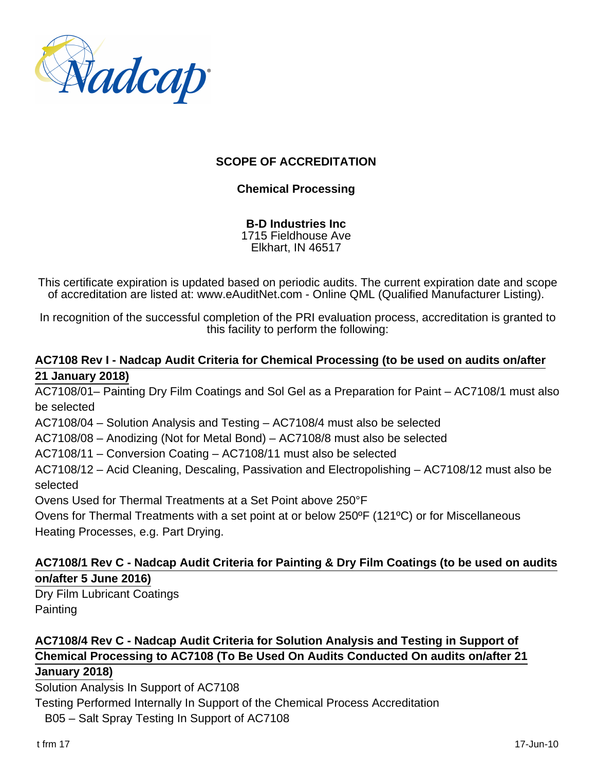# SCOPE OF ACCREDITATION

## Chemical Processing

**B-D Industries Inc**
1715 Fieldhouse Ave
Elkhart, IN 46517

This certificate expiration is updated based on periodic audits. The current expiration date and scope of accreditation are listed at: www.eAuditNet.com - Online QML (Qualified Manufacturer Listing).

In recognition of the successful completion of the PRI evaluation process, accreditation is granted to this facility to perform the following:

**AC7108 Rev I - Nadcap Audit Criteria for Chemical Processing (to be used on audits on/after 21 January 2018)**

AC7108/01– Painting Dry Film Coatings and Sol Gel as a Preparation for Paint – AC7108/1 must also be selected

AC7108/04 – Solution Analysis and Testing – AC7108/4 must also be selected

AC7108/08 – Anodizing (Not for Metal Bond) – AC7108/8 must also be selected

AC7108/11 – Conversion Coating – AC7108/11 must also be selected

AC7108/12 – Acid Cleaning, Descaling, Passivation and Electropolishing – AC7108/12 must also be selected

Ovens Used for Thermal Treatments at a Set Point above 250°F

Ovens for Thermal Treatments with a set point at or below 250ºF (121ºC) or for Miscellaneous Heating Processes, e.g. Part Drying.

**AC7108/1 Rev C - Nadcap Audit Criteria for Painting & Dry Film Coatings (to be used on audits on/after 5 June 2016)**

Dry Film Lubricant Coatings

Painting

**AC7108/4 Rev C - Nadcap Audit Criteria for Solution Analysis and Testing in Support of Chemical Processing to AC7108 (To Be Used On Audits Conducted On audits on/after 21 January 2018)**

Solution Analysis In Support of AC7108

Testing Performed Internally In Support of the Chemical Process Accreditation

- B05 – Salt Spray Testing In Support of AC7108

t frm 17 17-Jun-10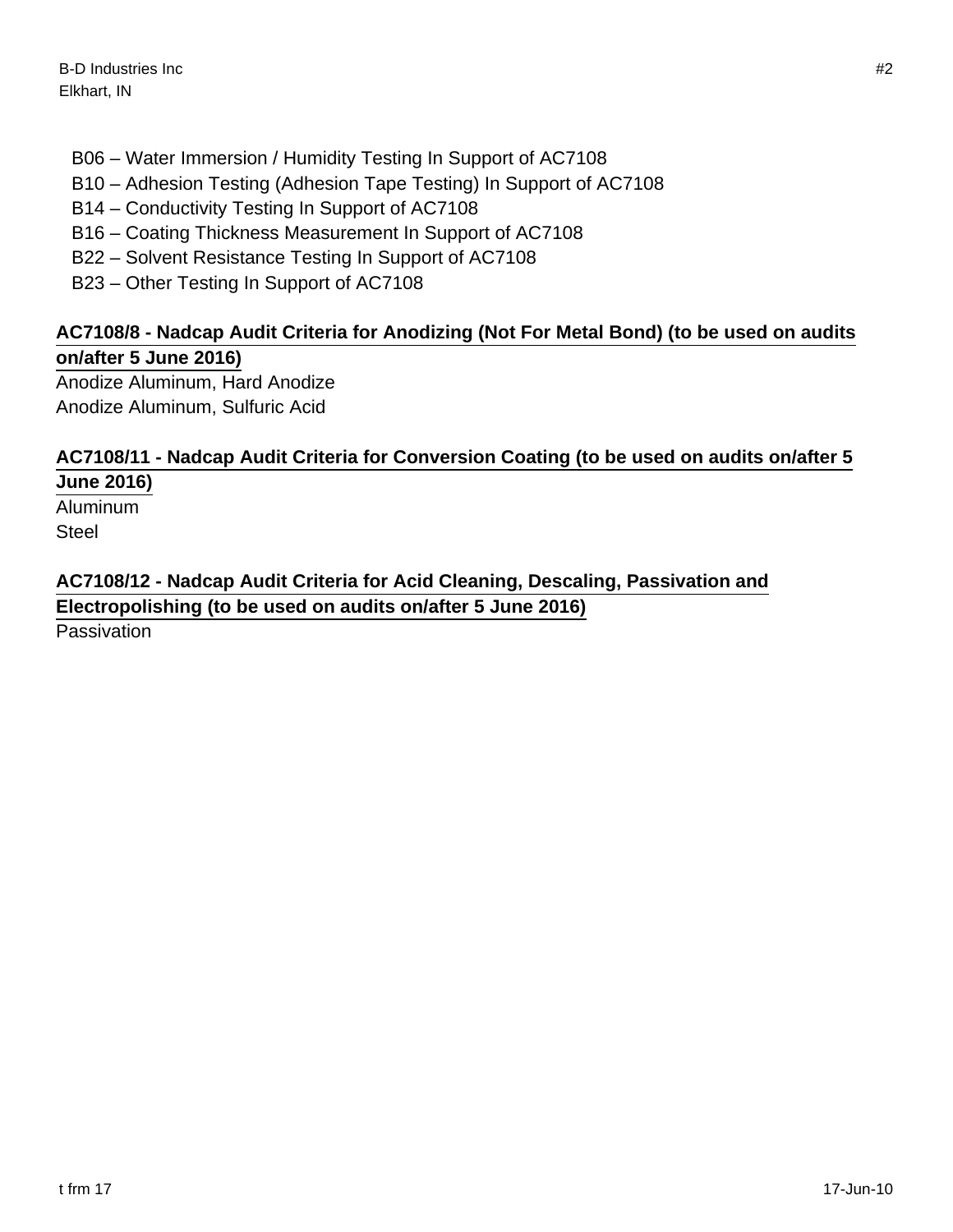- B06 – Water Immersion / Humidity Testing In Support of AC7108
- B10 – Adhesion Testing (Adhesion Tape Testing) In Support of AC7108
- B14 – Conductivity Testing In Support of AC7108
- B16 – Coating Thickness Measurement In Support of AC7108
- B22 – Solvent Resistance Testing In Support of AC7108
- B23 – Other Testing In Support of AC7108

**AC7108/8 - Nadcap Audit Criteria for Anodizing (Not For Metal Bond) (to be used on audits on/after 5 June 2016)**

Anodize Aluminum, Hard Anodize
Anodize Aluminum, Sulfuric Acid

**AC7108/11 - Nadcap Audit Criteria for Conversion Coating (to be used on audits on/after 5 June 2016)**

Aluminum
Steel

**AC7108/12 - Nadcap Audit Criteria for Acid Cleaning, Descaling, Passivation and Electropolishing (to be used on audits on/after 5 June 2016)**

Passivation